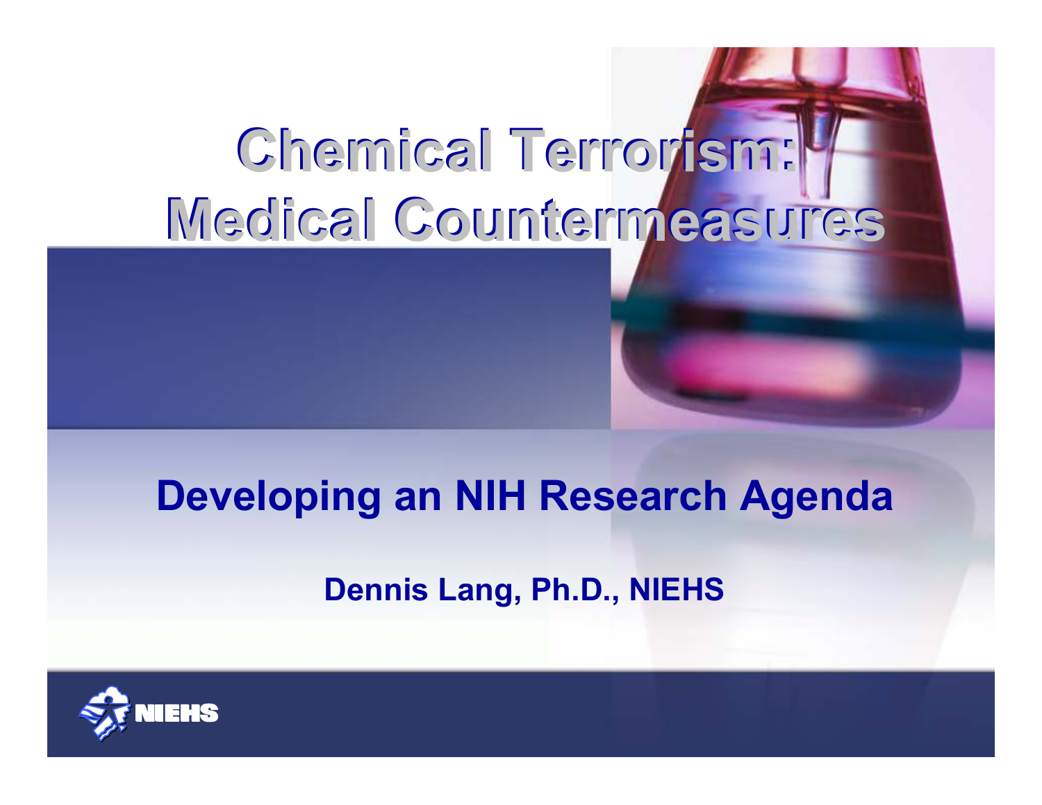# Chemical Terrorism: Medical Countermeasures

## Developing an NIH Research Agenda

**Dennis Lang, Ph.D., NIEHS**

NIEHS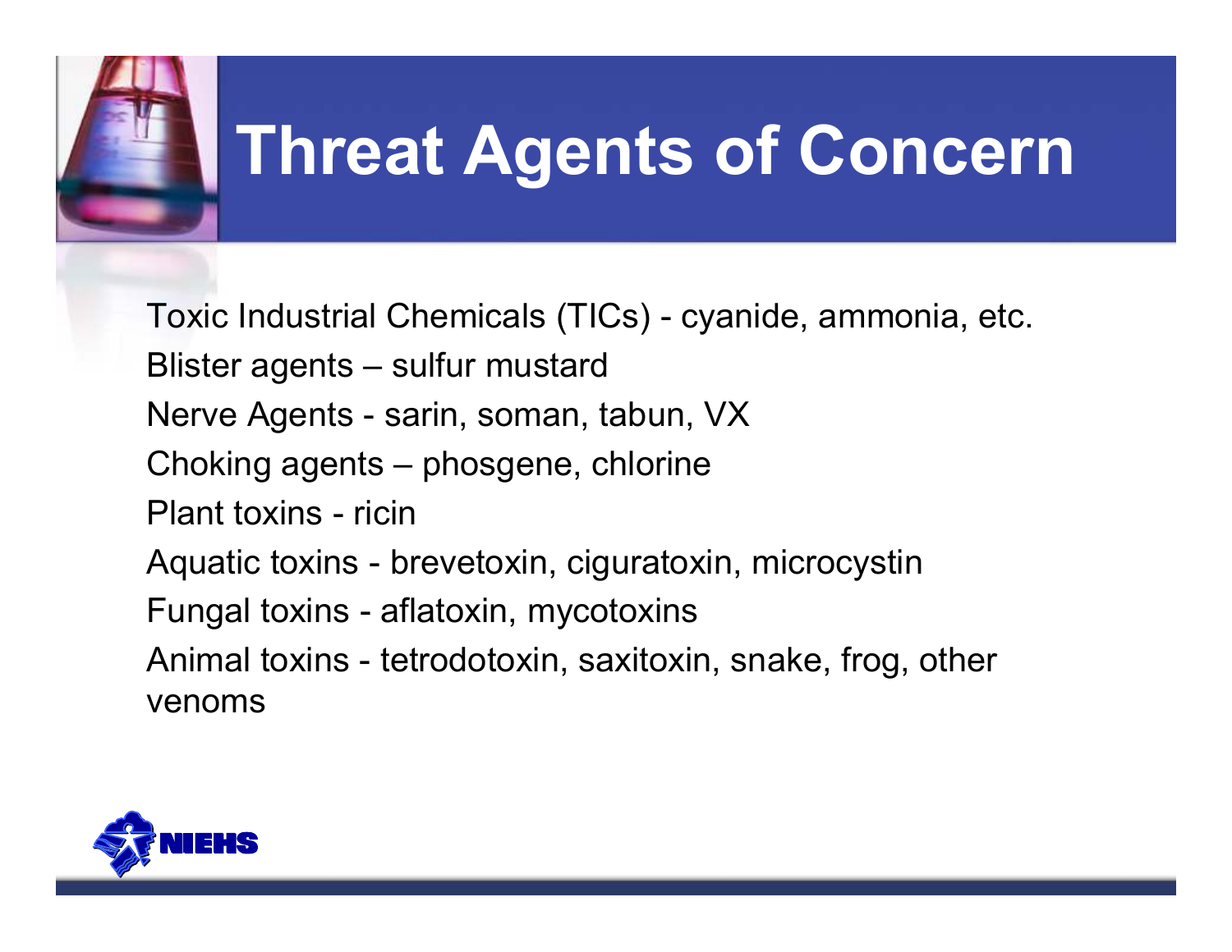# Threat Agents of Concern

Toxic Industrial Chemicals (TICs) - cyanide, ammonia, etc.

Blister agents – sulfur mustard

Nerve Agents - sarin, soman, tabun, VX

Choking agents – phosgene, chlorine

Plant toxins - ricin

Aquatic toxins - brevetoxin, ciguratoxin, microcystin

Fungal toxins - aflatoxin, mycotoxins

Animal toxins - tetrodotoxin, saxitoxin, snake, frog, other venoms

NIEHS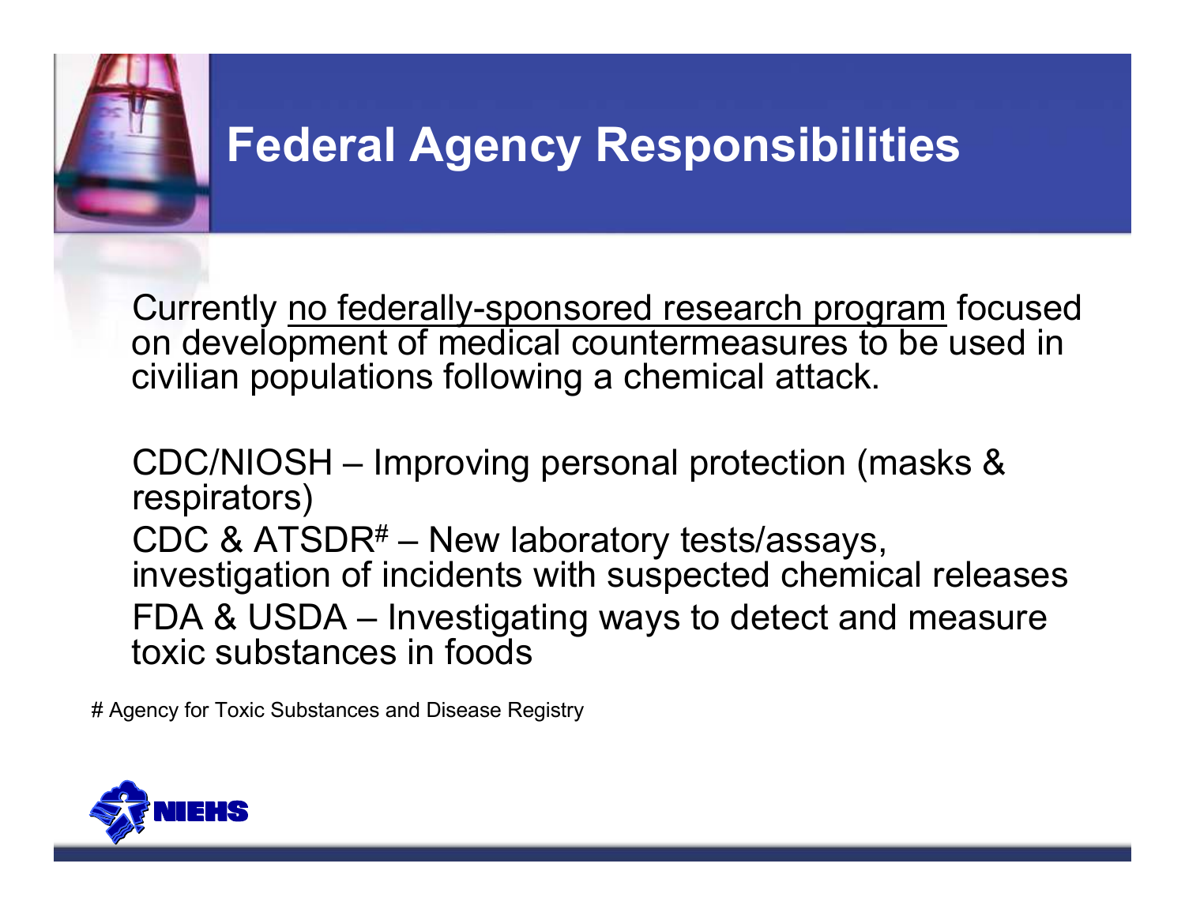# Federal Agency Responsibilities

Currently <u>no federally-sponsored research program</u> focused on development of medical countermeasures to be used in civilian populations following a chemical attack.

CDC/NIOSH – Improving personal protection (masks & respirators)

CDC & ATSDR# – New laboratory tests/assays, investigation of incidents with suspected chemical releases

FDA & USDA – Investigating ways to detect and measure toxic substances in foods

# Agency for Toxic Substances and Disease Registry

NIEHS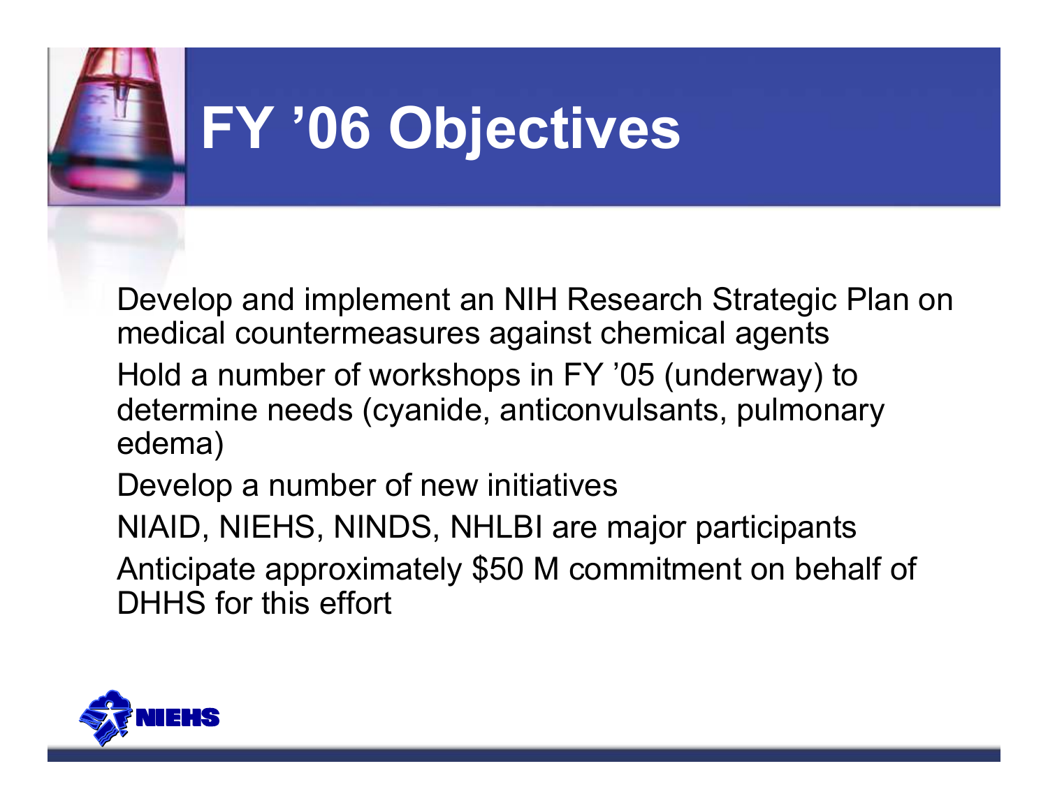# FY '06 Objectives

- Develop and implement an NIH Research Strategic Plan on medical countermeasures against chemical agents
- Hold a number of workshops in FY '05 (underway) to determine needs (cyanide, anticonvulsants, pulmonary edema)
- Develop a number of new initiatives
- NIAID, NIEHS, NINDS, NHLBI are major participants
- Anticipate approximately $50 M commitment on behalf of DHHS for this effort

NIEHS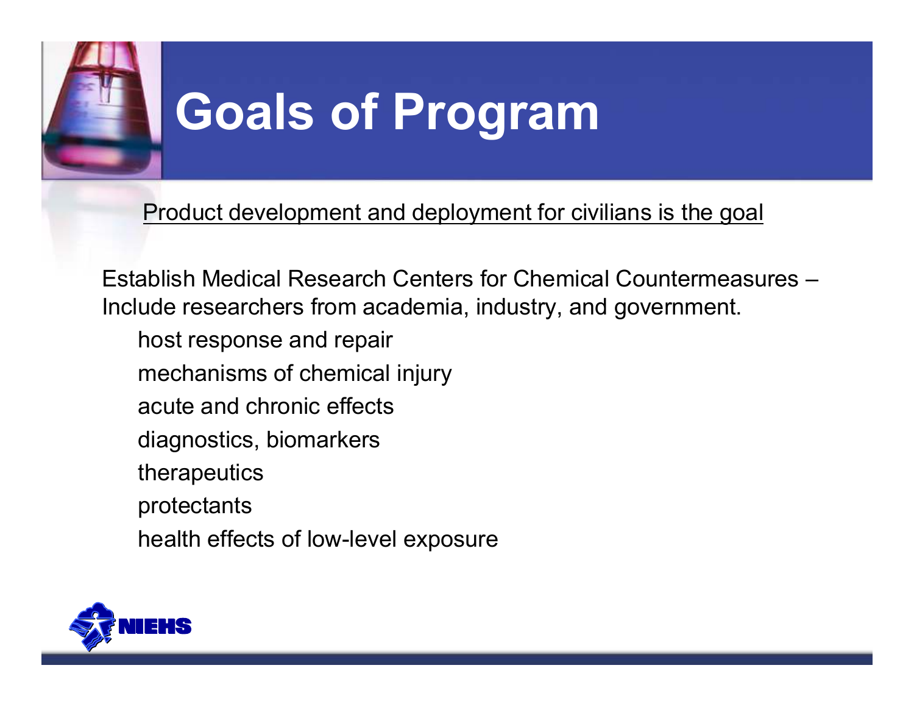# Goals of Program

<u>Product development and deployment for civilians is the goal</u>

Establish Medical Research Centers for Chemical Countermeasures – Include researchers from academia, industry, and government.

- host response and repair
- mechanisms of chemical injury
- acute and chronic effects
- diagnostics, biomarkers
- therapeutics
- protectants
- health effects of low-level exposure

NIEHS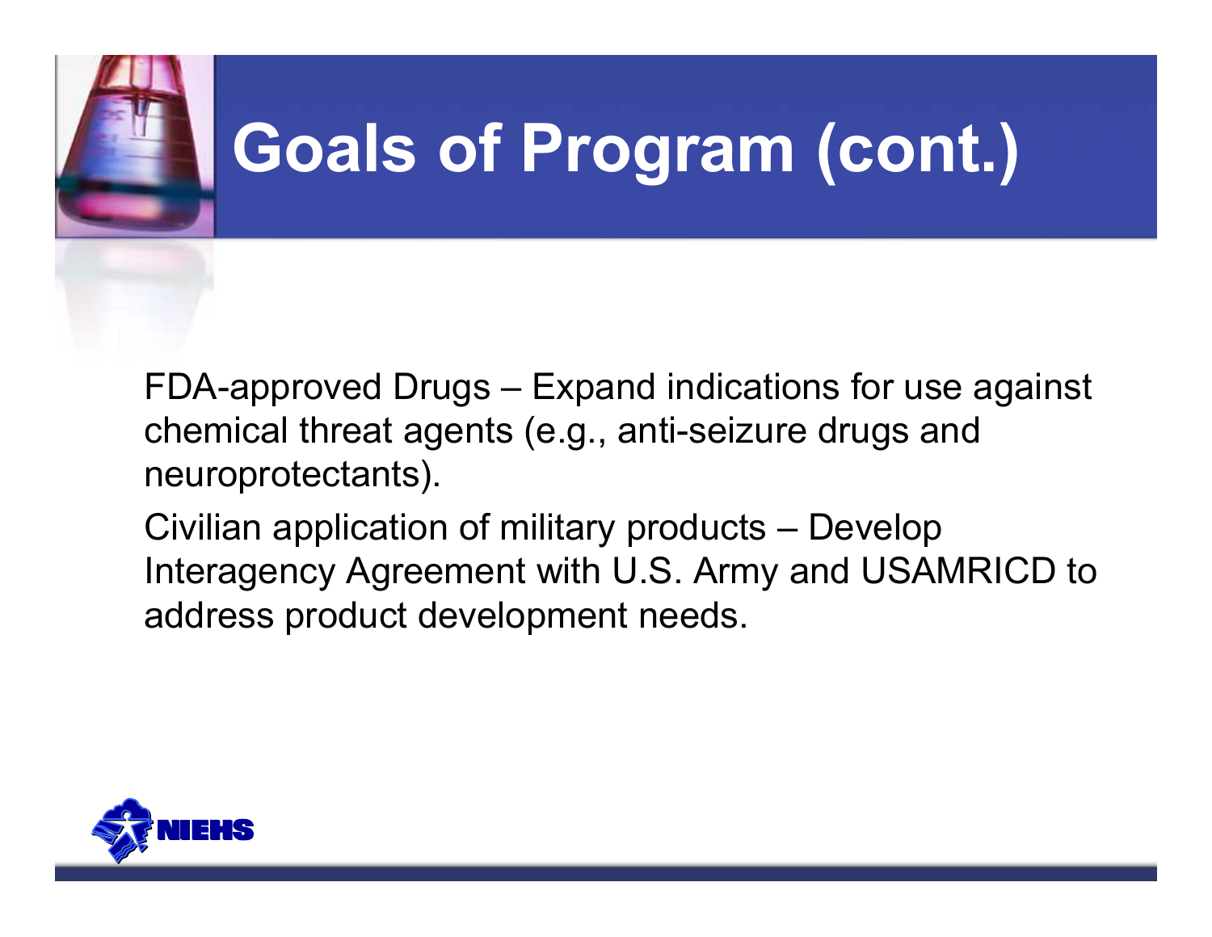# Goals of Program (cont.)

FDA-approved Drugs – Expand indications for use against chemical threat agents (e.g., anti-seizure drugs and neuroprotectants).

Civilian application of military products – Develop Interagency Agreement with U.S. Army and USAMRICD to address product development needs.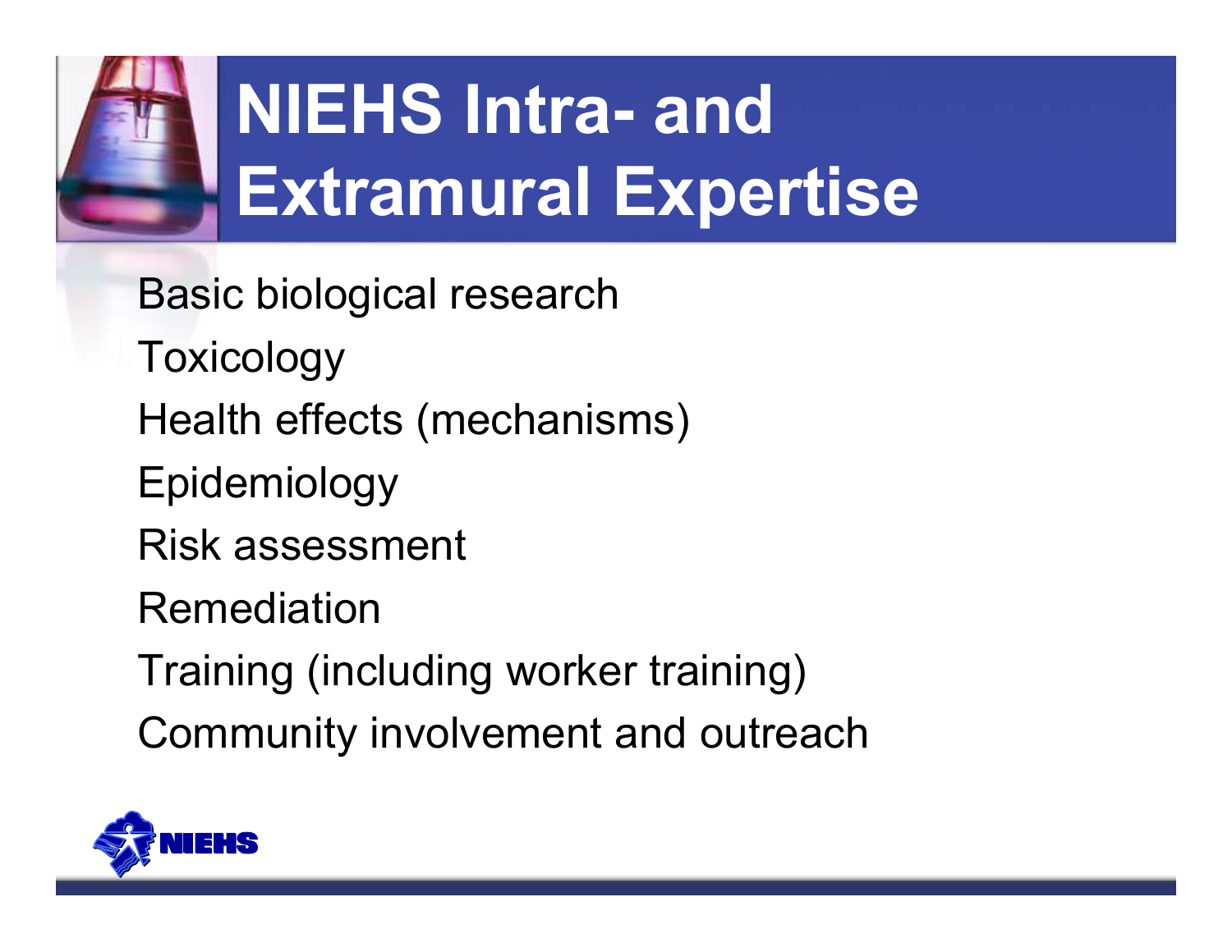# NIEHS Intra- and Extramural Expertise

- Basic biological research
- Toxicology
- Health effects (mechanisms)
- Epidemiology
- Risk assessment
- Remediation
- Training (including worker training)
- Community involvement and outreach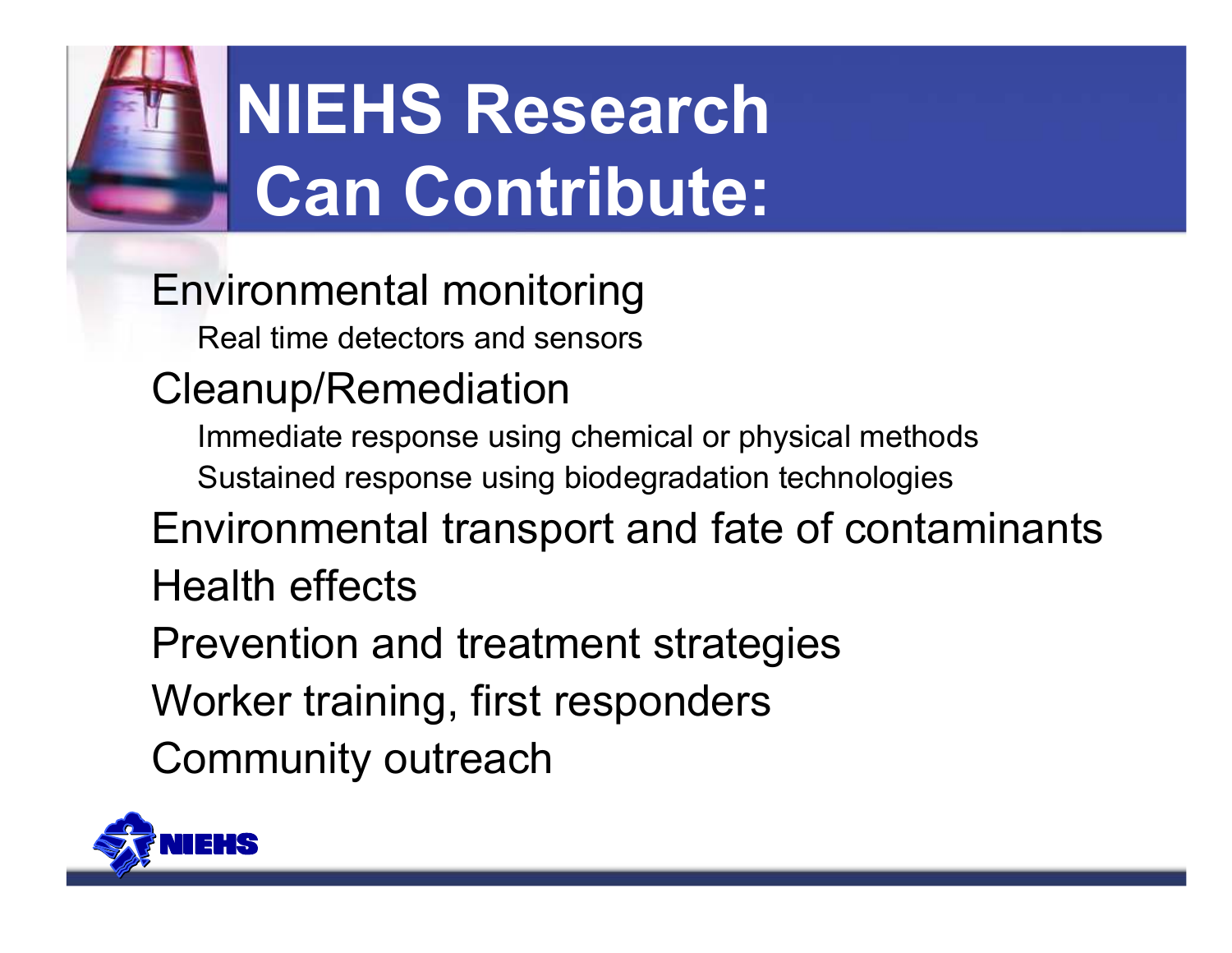# NIEHS Research Can Contribute:

- Environmental monitoring
  - Real time detectors and sensors
- Cleanup/Remediation
  - Immediate response using chemical or physical methods
  - Sustained response using biodegradation technologies
- Environmental transport and fate of contaminants
- Health effects
- Prevention and treatment strategies
- Worker training, first responders
- Community outreach

NIEHS